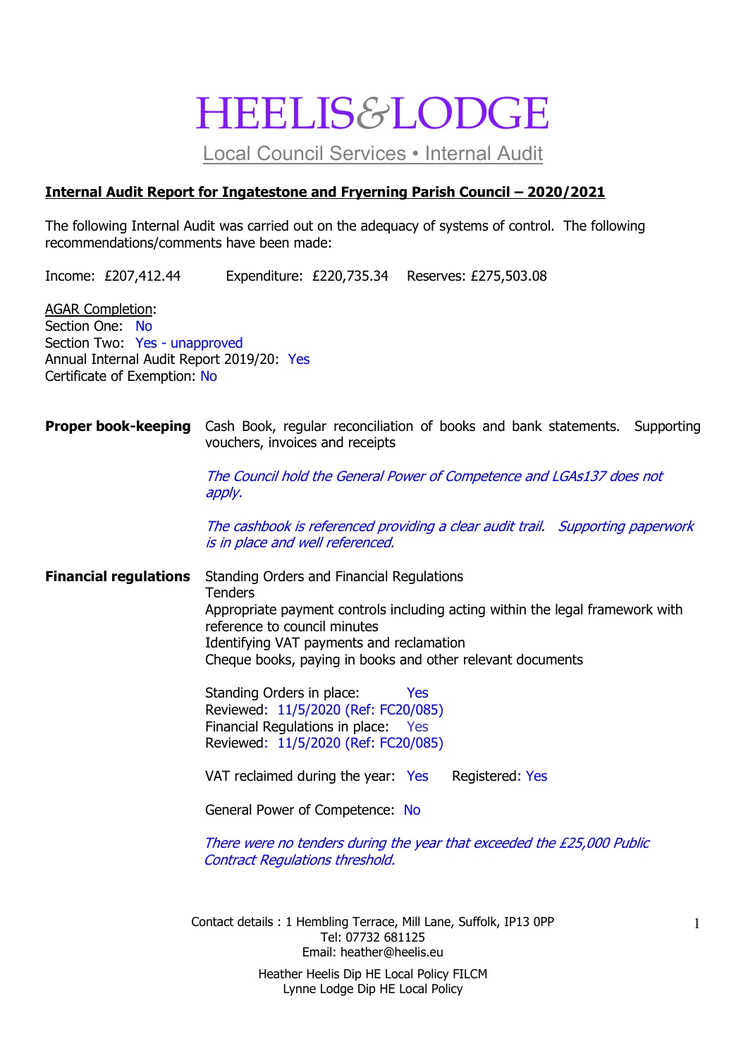# HEELIS&LODGE

Local Council Services • Internal Audit

**Internal Audit Report for Ingatestone and Fryerning Parish Council – 2020/2021**

The following Internal Audit was carried out on the adequacy of systems of control. The following recommendations/comments have been made:

Income: £207,412.44 Expenditure: £220,735.34 Reserves: £275,503.08

AGAR Completion:
Section One: No
Section Two: Yes - unapproved
Annual Internal Audit Report 2019/20: Yes
Certificate of Exemption: No

**Proper book-keeping**

Cash Book, regular reconciliation of books and bank statements. Supporting vouchers, invoices and receipts

*The Council hold the General Power of Competence and LGAs137 does not apply.*

*The cashbook is referenced providing a clear audit trail. Supporting paperwork is in place and well referenced.*

**Financial regulations**

Standing Orders and Financial Regulations
Tenders
Appropriate payment controls including acting within the legal framework with reference to council minutes
Identifying VAT payments and reclamation
Cheque books, paying in books and other relevant documents

Standing Orders in place: Yes
Reviewed: 11/5/2020 (Ref: FC20/085)
Financial Regulations in place: Yes
Reviewed: 11/5/2020 (Ref: FC20/085)

VAT reclaimed during the year: Yes Registered: Yes

General Power of Competence: No

*There were no tenders during the year that exceeded the £25,000 Public Contract Regulations threshold.*

Contact details : 1 Hembling Terrace, Mill Lane, Suffolk, IP13 0PP
Tel: 07732 681125
Email: heather@heelis.eu

Heather Heelis Dip HE Local Policy FILCM
Lynne Lodge Dip HE Local Policy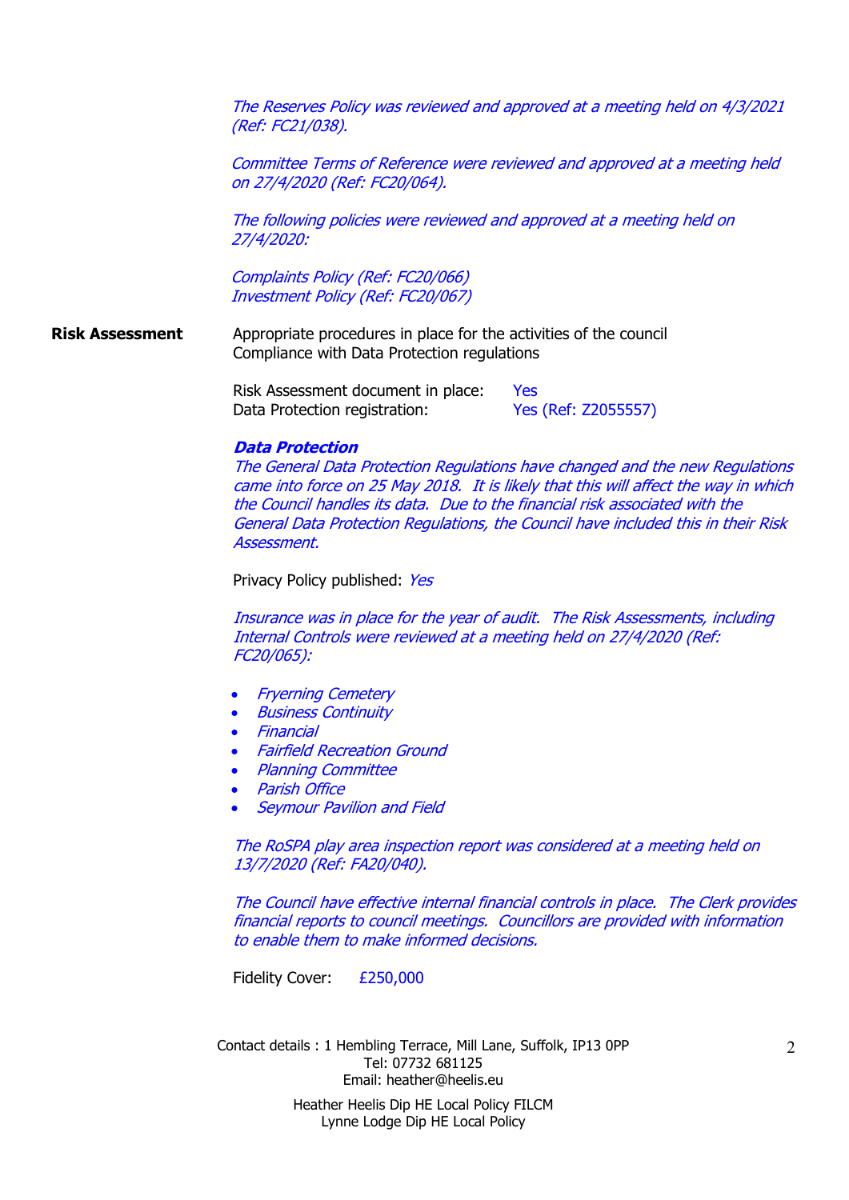*The Reserves Policy was reviewed and approved at a meeting held on 4/3/2021 (Ref: FC21/038).*

*Committee Terms of Reference were reviewed and approved at a meeting held on 27/4/2020 (Ref: FC20/064).*

*The following policies were reviewed and approved at a meeting held on 27/4/2020:*

*Complaints Policy (Ref: FC20/066)*
*Investment Policy (Ref: FC20/067)*

**Risk Assessment**

Appropriate procedures in place for the activities of the council
Compliance with Data Protection regulations

Risk Assessment document in place: Yes
Data Protection registration: Yes (Ref: Z2055557)

***Data Protection***

*The General Data Protection Regulations have changed and the new Regulations came into force on 25 May 2018. It is likely that this will affect the way in which the Council handles its data. Due to the financial risk associated with the General Data Protection Regulations, the Council have included this in their Risk Assessment.*

Privacy Policy published: *Yes*

*Insurance was in place for the year of audit. The Risk Assessments, including Internal Controls were reviewed at a meeting held on 27/4/2020 (Ref: FC20/065):*

- *Fryerning Cemetery*
- *Business Continuity*
- *Financial*
- *Fairfield Recreation Ground*
- *Planning Committee*
- *Parish Office*
- *Seymour Pavilion and Field*

*The RoSPA play area inspection report was considered at a meeting held on 13/7/2020 (Ref: FA20/040).*

*The Council have effective internal financial controls in place. The Clerk provides financial reports to council meetings. Councillors are provided with information to enable them to make informed decisions.*

Fidelity Cover: £250,000

Contact details : 1 Hembling Terrace, Mill Lane, Suffolk, IP13 0PP
Tel: 07732 681125
Email: heather@heelis.eu

Heather Heelis Dip HE Local Policy FILCM
Lynne Lodge Dip HE Local Policy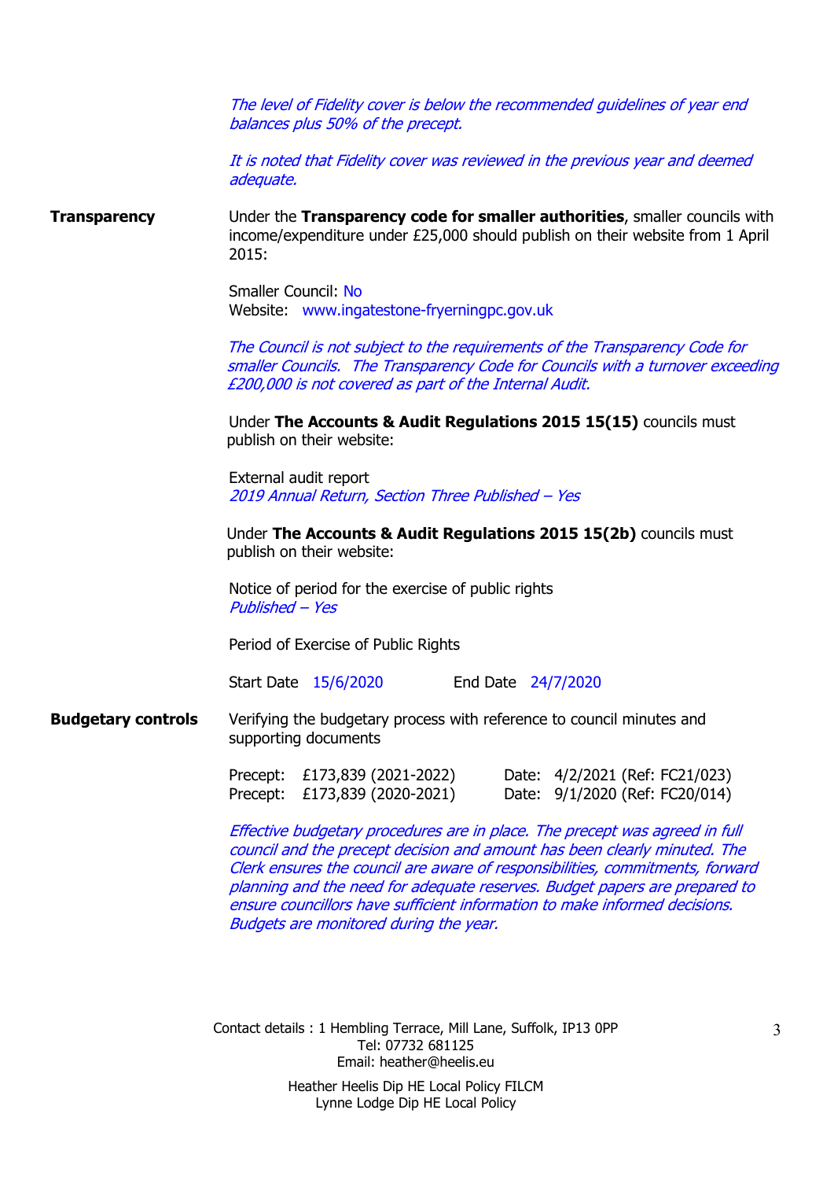*The level of Fidelity cover is below the recommended guidelines of year end balances plus 50% of the precept.*

*It is noted that Fidelity cover was reviewed in the previous year and deemed adequate.*

**Transparency**

Under the **Transparency code for smaller authorities**, smaller councils with income/expenditure under £25,000 should publish on their website from 1 April 2015:

Smaller Council: No
Website: www.ingatestone-fryerningpc.gov.uk

*The Council is not subject to the requirements of the Transparency Code for smaller Councils. The Transparency Code for Councils with a turnover exceeding £200,000 is not covered as part of the Internal Audit.*

Under **The Accounts & Audit Regulations 2015 15(15)** councils must publish on their website:

External audit report
*2019 Annual Return, Section Three Published – Yes*

Under **The Accounts & Audit Regulations 2015 15(2b)** councils must publish on their website:

Notice of period for the exercise of public rights
*Published – Yes*

Period of Exercise of Public Rights

Start Date 15/6/2020 End Date 24/7/2020

**Budgetary controls**

Verifying the budgetary process with reference to council minutes and supporting documents

Precept: £173,839 (2021-2022) Date: 4/2/2021 (Ref: FC21/023)
Precept: £173,839 (2020-2021) Date: 9/1/2020 (Ref: FC20/014)

*Effective budgetary procedures are in place. The precept was agreed in full council and the precept decision and amount has been clearly minuted. The Clerk ensures the council are aware of responsibilities, commitments, forward planning and the need for adequate reserves. Budget papers are prepared to ensure councillors have sufficient information to make informed decisions. Budgets are monitored during the year.*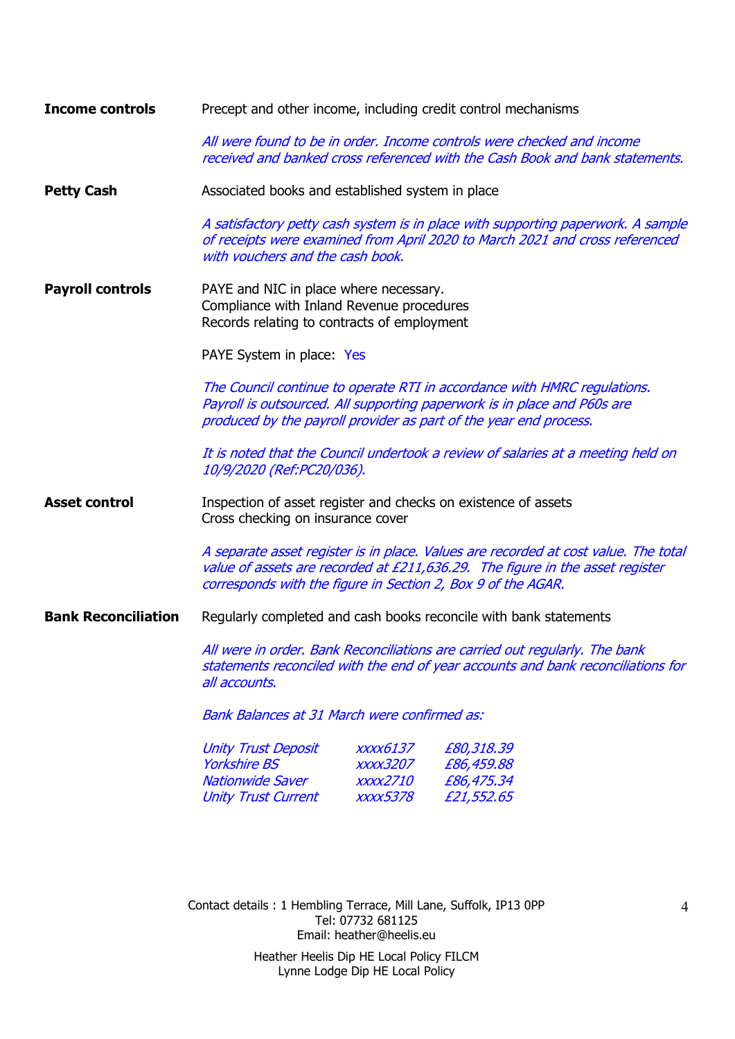**Income controls**

Precept and other income, including credit control mechanisms

*All were found to be in order. Income controls were checked and income received and banked cross referenced with the Cash Book and bank statements.*

**Petty Cash**

Associated books and established system in place

*A satisfactory petty cash system is in place with supporting paperwork. A sample of receipts were examined from April 2020 to March 2021 and cross referenced with vouchers and the cash book.*

**Payroll controls**

PAYE and NIC in place where necessary.
Compliance with Inland Revenue procedures
Records relating to contracts of employment

PAYE System in place: Yes

*The Council continue to operate RTI in accordance with HMRC regulations. Payroll is outsourced. All supporting paperwork is in place and P60s are produced by the payroll provider as part of the year end process.*

*It is noted that the Council undertook a review of salaries at a meeting held on 10/9/2020 (Ref:PC20/036).*

**Asset control**

Inspection of asset register and checks on existence of assets
Cross checking on insurance cover

*A separate asset register is in place. Values are recorded at cost value. The total value of assets are recorded at £211,636.29. The figure in the asset register corresponds with the figure in Section 2, Box 9 of the AGAR.*

**Bank Reconciliation**

Regularly completed and cash books reconcile with bank statements

*All were in order. Bank Reconciliations are carried out regularly. The bank statements reconciled with the end of year accounts and bank reconciliations for all accounts.*

*Bank Balances at 31 March were confirmed as:*

| | | |
|---|---|---|
| *Unity Trust Deposit* | *xxxx6137* | *£80,318.39* |
| *Yorkshire BS* | *xxxx3207* | *£86,459.88* |
| *Nationwide Saver* | *xxxx2710* | *£86,475.34* |
| *Unity Trust Current* | *xxxx5378* | *£21,552.65* |

Contact details : 1 Hembling Terrace, Mill Lane, Suffolk, IP13 0PP
Tel: 07732 681125
Email: heather@heelis.eu

Heather Heelis Dip HE Local Policy FILCM
Lynne Lodge Dip HE Local Policy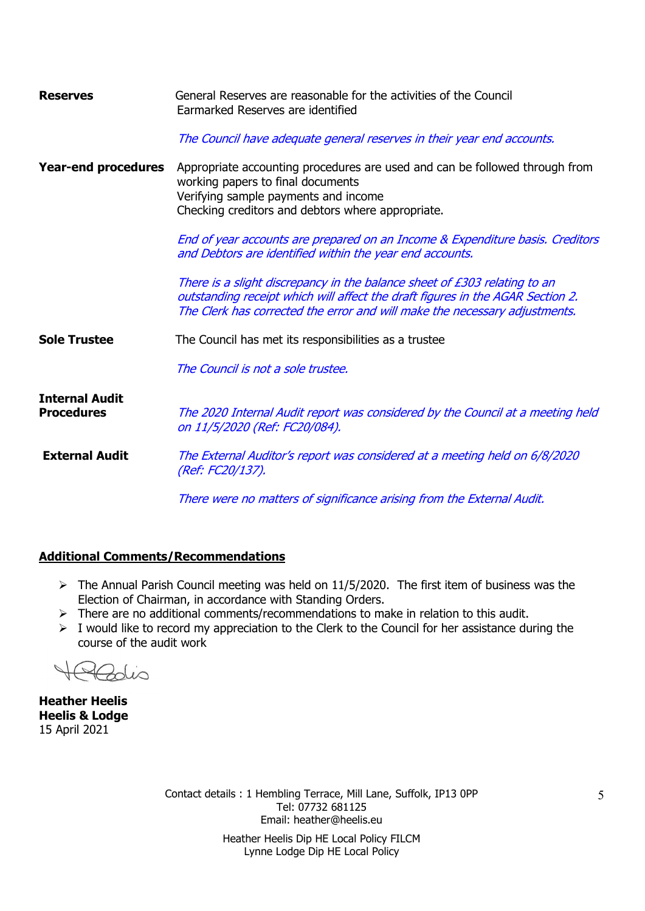| | |
|---|---|
| **Reserves** | General Reserves are reasonable for the activities of the Council<br>Earmarked Reserves are identified<br><br>*The Council have adequate general reserves in their year end accounts.* |
| **Year-end procedures** | Appropriate accounting procedures are used and can be followed through from working papers to final documents<br>Verifying sample payments and income<br>Checking creditors and debtors where appropriate.<br><br>*End of year accounts are prepared on an Income & Expenditure basis. Creditors and Debtors are identified within the year end accounts.*<br><br>*There is a slight discrepancy in the balance sheet of £303 relating to an outstanding receipt which will affect the draft figures in the AGAR Section 2. The Clerk has corrected the error and will make the necessary adjustments.* |
| **Sole Trustee** | The Council has met its responsibilities as a trustee<br><br>*The Council is not a sole trustee.* |
| **Internal Audit Procedures** | *The 2020 Internal Audit report was considered by the Council at a meeting held on 11/5/2020 (Ref: FC20/084).* |
| **External Audit** | *The External Auditor's report was considered at a meeting held on 6/8/2020 (Ref: FC20/137).*<br><br>*There were no matters of significance arising from the External Audit.* |

## Additional Comments/Recommendations

- The Annual Parish Council meeting was held on 11/5/2020. The first item of business was the Election of Chairman, in accordance with Standing Orders.
- There are no additional comments/recommendations to make in relation to this audit.
- I would like to record my appreciation to the Clerk to the Council for her assistance during the course of the audit work

**Heather Heelis**
**Heelis & Lodge**
15 April 2021

Contact details : 1 Hembling Terrace, Mill Lane, Suffolk, IP13 0PP
Tel: 07732 681125
Email: heather@heelis.eu

Heather Heelis Dip HE Local Policy FILCM
Lynne Lodge Dip HE Local Policy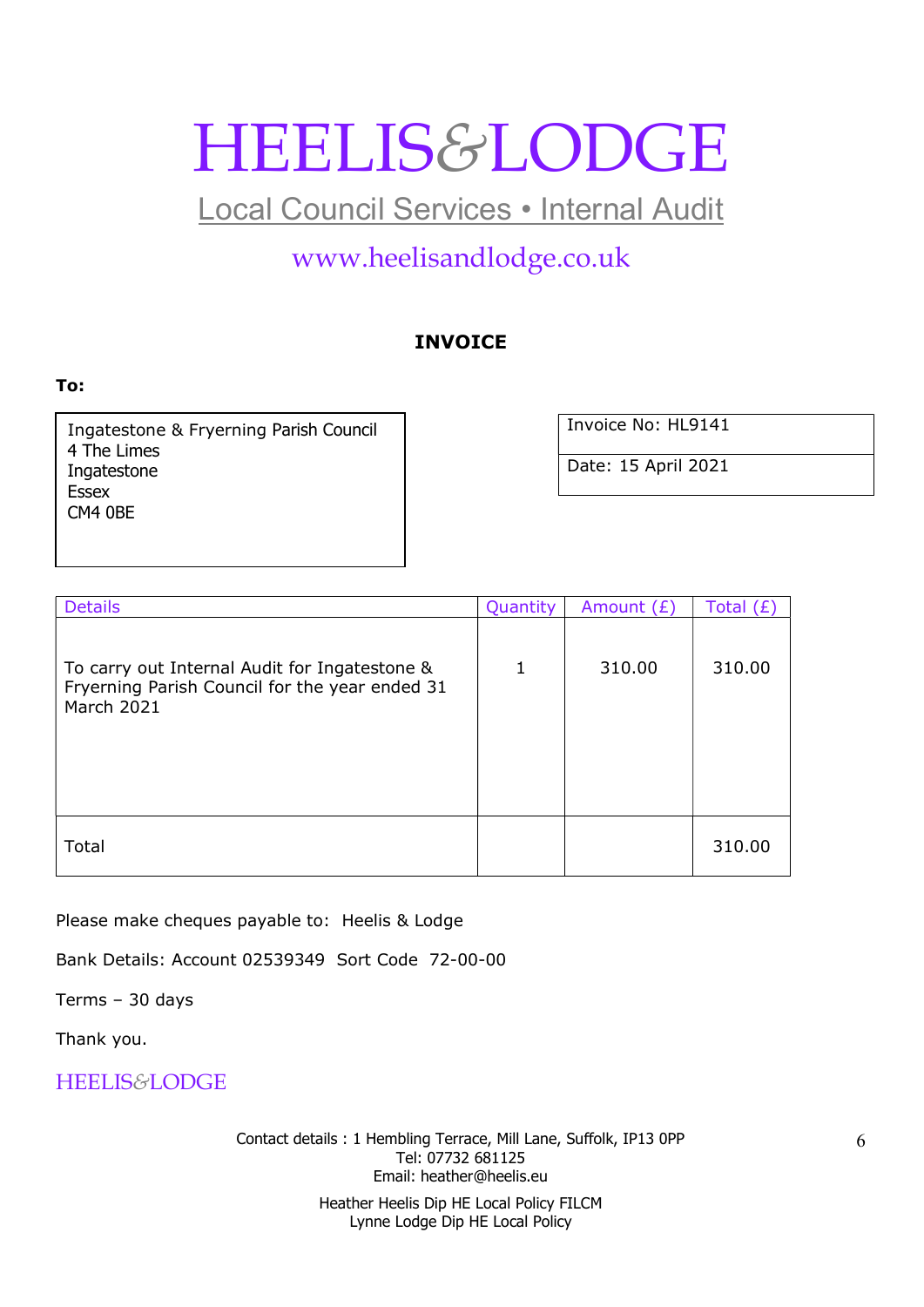# HEELIS&LODGE

Local Council Services • Internal Audit

www.heelisandlodge.co.uk

## INVOICE

**To:**

Ingatestone & Fryerning Parish Council
4 The Limes
Ingatestone
Essex
CM4 0BE

Invoice No: HL9141

Date: 15 April 2021

| Details | Quantity | Amount (£) | Total (£) |
|---|---|---|---|
| To carry out Internal Audit for Ingatestone & Fryerning Parish Council for the year ended 31 March 2021 | 1 | 310.00 | 310.00 |
| Total | | | 310.00 |

Please make cheques payable to: Heelis & Lodge

Bank Details: Account 02539349 Sort Code 72-00-00

Terms – 30 days

Thank you.

HEELIS&LODGE

Contact details : 1 Hembling Terrace, Mill Lane, Suffolk, IP13 0PP
Tel: 07732 681125
Email: heather@heelis.eu

Heather Heelis Dip HE Local Policy FILCM
Lynne Lodge Dip HE Local Policy